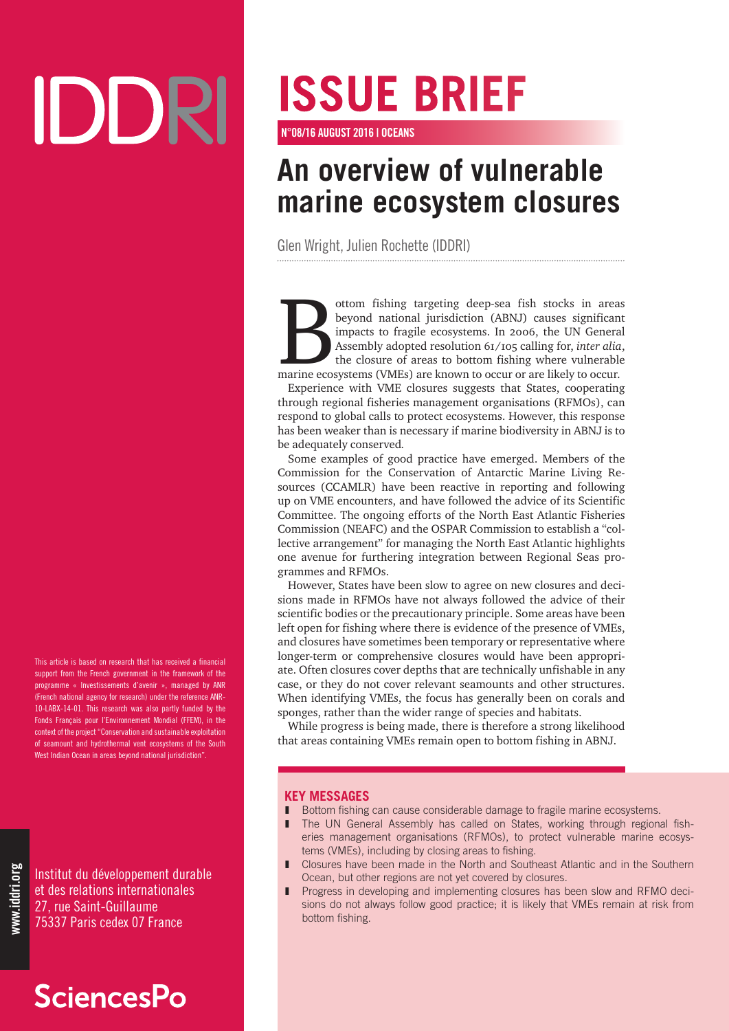IDDRI

# ISSUE BRIEF

N°08/16 AUGUST 2016 | OCEANS

## An overview of vulnerable marine ecosystem closures

Glen Wright, Julien Rochette (IDDRI)

Bottom fishing targeting deep-sea fish stocks in areas beyond national jurisdiction (ABNJ) causes significant impacts to fragile ecosystems. In 2006, the UN General Assembly adopted resolution 61/105 calling for, *inter alia*, the closure of areas to bottom fishing where vulnerable marine ecosystems (VMEs) are known to occur or are likely to occur.

Experience with VME closures suggests that States, cooperating through regional fisheries management organisations (RFMOs), can respond to global calls to protect ecosystems. However, this response has been weaker than is necessary if marine biodiversity in ABNJ is to be adequately conserved.

Some examples of good practice have emerged. Members of the Commission for the Conservation of Antarctic Marine Living Resources (CCAMLR) have been reactive in reporting and following up on VME encounters, and have followed the advice of its Scientific Committee. The ongoing efforts of the North East Atlantic Fisheries Commission (NEAFC) and the OSPAR Commission to establish a "collective arrangement" for managing the North East Atlantic highlights one avenue for furthering integration between Regional Seas programmes and RFMOs.

However, States have been slow to agree on new closures and decisions made in RFMOs have not always followed the advice of their scientific bodies or the precautionary principle. Some areas have been left open for fishing where there is evidence of the presence of VMEs, and closures have sometimes been temporary or representative where longer-term or comprehensive closures would have been appropriate. Often closures cover depths that are technically unfishable in any case, or they do not cover relevant seamounts and other structures. When identifying VMEs, the focus has generally been on corals and sponges, rather than the wider range of species and habitats.

While progress is being made, there is therefore a strong likelihood that areas containing VMEs remain open to bottom fishing in ABNJ.

### KEY MESSAGES

- Bottom fishing can cause considerable damage to fragile marine ecosystems.
- The UN General Assembly has called on States, working through regional fisheries management organisations (RFMOs), to protect vulnerable marine ecosystems (VMEs), including by closing areas to fishing.
- Closures have been made in the North and Southeast Atlantic and in the Southern Ocean, but other regions are not yet covered by closures.
- Progress in developing and implementing closures has been slow and RFMO decisions do not always follow good practice; it is likely that VMEs remain at risk from bottom fishing.

This article is based on research that has received a financial support from the French government in the framework of the programme « Investissements d'avenir », managed by ANR (French national agency for research) under the reference ANR-10-LABX-14-01. This research was also partly funded by the Fonds Français pour l'Environnement Mondial (FFEM), in the context of the project "Conservation and sustainable exploitation of seamount and hydrothermal vent ecosystems of the South West Indian Ocean in areas beyond national jurisdiction".

www.iddri.org

Institut du développement durable et des relations internationales
27, rue Saint-Guillaume
75337 Paris cedex 07 France

SciencesPo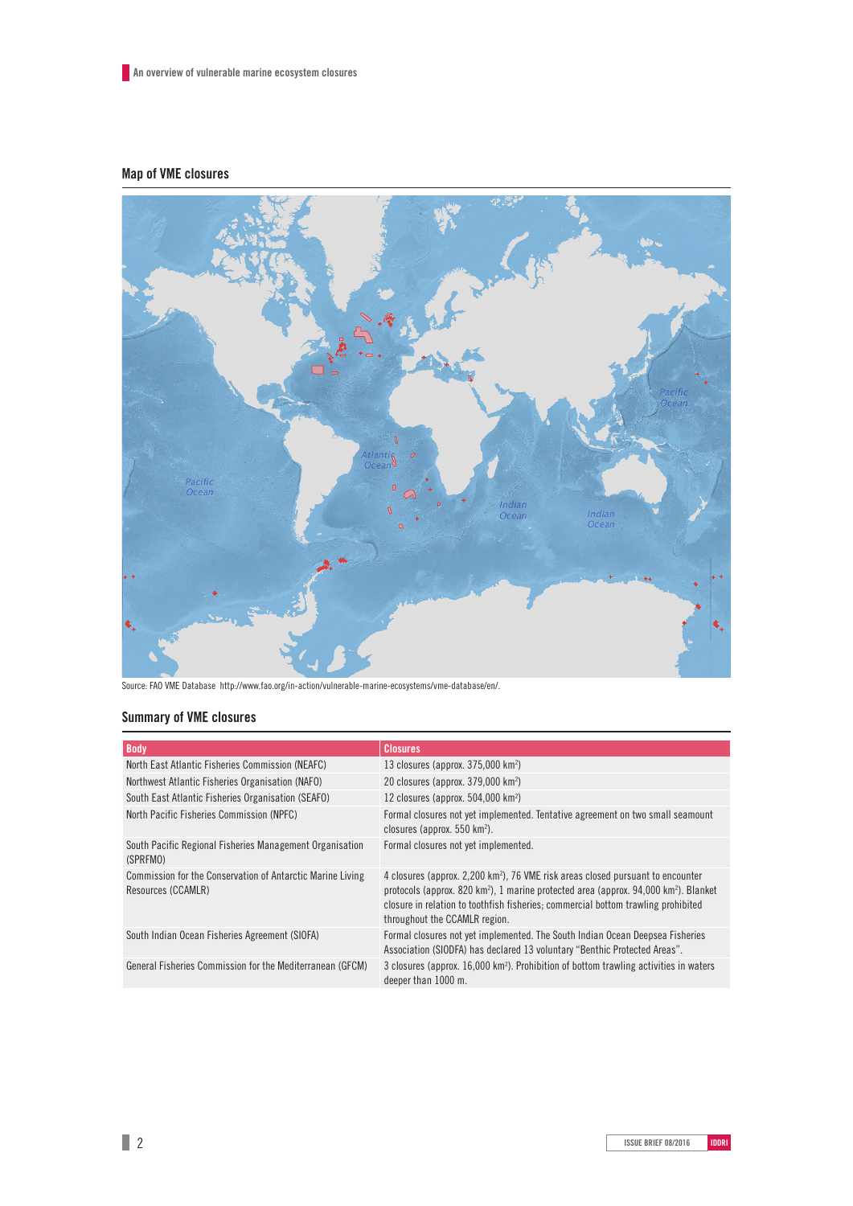## Map of VME closures

Pacific Ocean

Atlantic Ocean

Indian Ocean

Indian Ocean

Pacific Ocean

Source: FAO VME Database http://www.fao.org/in-action/vulnerable-marine-ecosystems/vme-database/en/.

## Summary of VME closures

| Body | Closures |
|---|---|
| North East Atlantic Fisheries Commission (NEAFC) | 13 closures (approx. 375,000 km²) |
| Northwest Atlantic Fisheries Organisation (NAFO) | 20 closures (approx. 379,000 km²) |
| South East Atlantic Fisheries Organisation (SEAFO) | 12 closures (approx. 504,000 km²) |
| North Pacific Fisheries Commission (NPFC) | Formal closures not yet implemented. Tentative agreement on two small seamount closures (approx. 550 km²). |
| South Pacific Regional Fisheries Management Organisation (SPRFMO) | Formal closures not yet implemented. |
| Commission for the Conservation of Antarctic Marine Living Resources (CCAMLR) | 4 closures (approx. 2,200 km²), 76 VME risk areas closed pursuant to encounter protocols (approx. 820 km²), 1 marine protected area (approx. 94,000 km²). Blanket closure in relation to toothfish fisheries; commercial bottom trawling prohibited throughout the CCAMLR region. |
| South Indian Ocean Fisheries Agreement (SIOFA) | Formal closures not yet implemented. The South Indian Ocean Deepsea Fisheries Association (SIODFA) has declared 13 voluntary "Benthic Protected Areas". |
| General Fisheries Commission for the Mediterranean (GFCM) | 3 closures (approx. 16,000 km²). Prohibition of bottom trawling activities in waters deeper than 1000 m. |